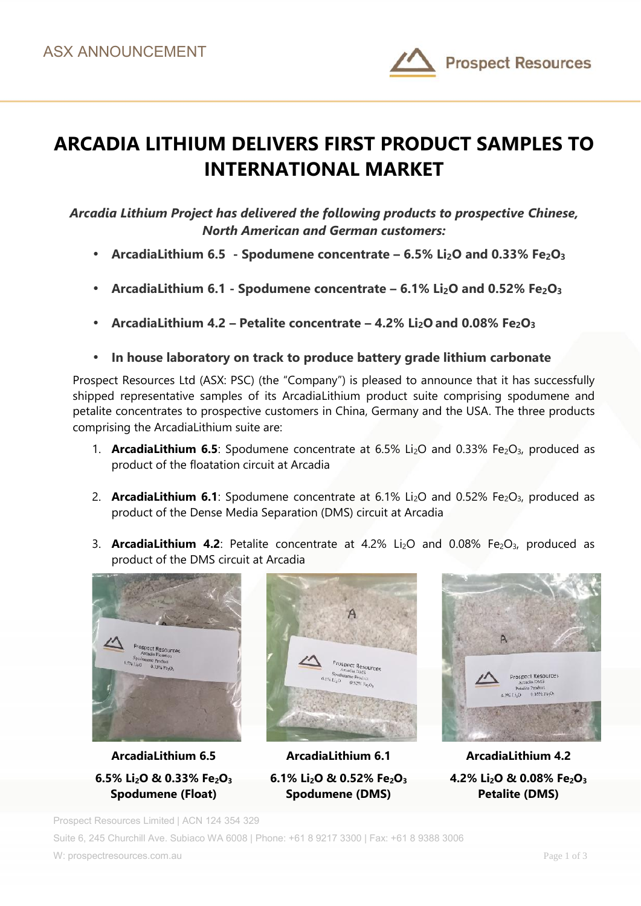ASX ANNOUNCEMENT

# ARCADIA LITHIUM DELIVERS FIRST PRODUCT SAMPLES TO INTERNATIONAL MARKET

***Arcadia Lithium Project has delivered the following products to prospective Chinese, North American and German customers:***

- **ArcadiaLithium 6.5 - Spodumene concentrate – 6.5% $Li_2O$ and 0.33% $Fe_2O_3$**
- **ArcadiaLithium 6.1 - Spodumene concentrate – 6.1% $Li_2O$ and 0.52% $Fe_2O_3$**
- **ArcadiaLithium 4.2 – Petalite concentrate – 4.2% $Li_2O$ and 0.08% $Fe_2O_3$**
- **In house laboratory on track to produce battery grade lithium carbonate**

Prospect Resources Ltd (ASX: PSC) (the "Company") is pleased to announce that it has successfully shipped representative samples of its ArcadiaLithium product suite comprising spodumene and petalite concentrates to prospective customers in China, Germany and the USA. The three products comprising the ArcadiaLithium suite are:

1. **ArcadiaLithium 6.5**: Spodumene concentrate at 6.5% $Li_2O$ and 0.33% $Fe_2O_3$, produced as product of the floatation circuit at Arcadia
2. **ArcadiaLithium 6.1**: Spodumene concentrate at 6.1% $Li_2O$ and 0.52% $Fe_2O_3$, produced as product of the Dense Media Separation (DMS) circuit at Arcadia
3. **ArcadiaLithium 4.2**: Petalite concentrate at 4.2% $Li_2O$ and 0.08% $Fe_2O_3$, produced as product of the DMS circuit at Arcadia

**ArcadiaLithium 6.5**

**6.5% $Li_2O$ & 0.33% $Fe_2O_3$**
**Spodumene (Float)**

**ArcadiaLithium 6.1**

**6.1% $Li_2O$ & 0.52% $Fe_2O_3$**
**Spodumene (DMS)**

**ArcadiaLithium 4.2**

**4.2% $Li_2O$ & 0.08% $Fe_2O_3$**
**Petalite (DMS)**

Prospect Resources Limited | ACN 124 354 329
Suite 6, 245 Churchill Ave. Subiaco WA 6008 | Phone: +61 8 9217 3300 | Fax: +61 8 9388 3006
W: prospectresources.com.au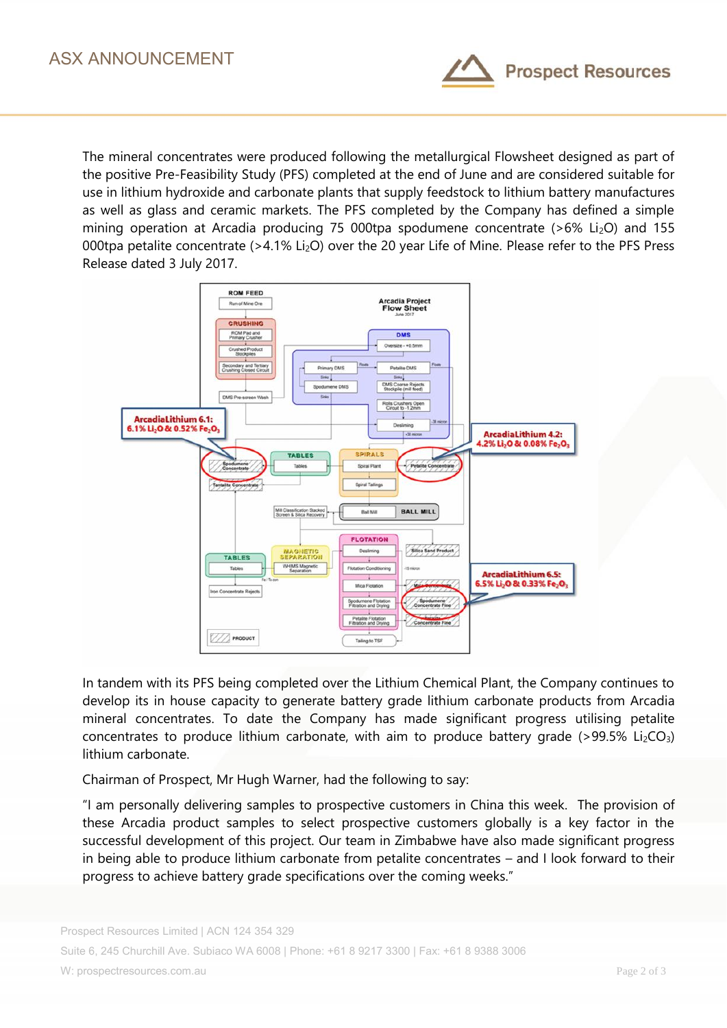The mineral concentrates were produced following the metallurgical Flowsheet designed as part of the positive Pre-Feasibility Study (PFS) completed at the end of June and are considered suitable for use in lithium hydroxide and carbonate plants that supply feedstock to lithium battery manufactures as well as glass and ceramic markets. The PFS completed by the Company has defined a simple mining operation at Arcadia producing 75 000tpa spodumene concentrate (>6% $Li_2O$) and 155 000tpa petalite concentrate (>4.1% $Li_2O$) over the 20 year Life of Mine. Please refer to the PFS Press Release dated 3 July 2017.

In tandem with its PFS being completed over the Lithium Chemical Plant, the Company continues to develop its in house capacity to generate battery grade lithium carbonate products from Arcadia mineral concentrates. To date the Company has made significant progress utilising petalite concentrates to produce lithium carbonate, with aim to produce battery grade (>99.5% $Li_2CO_3$) lithium carbonate.

Chairman of Prospect, Mr Hugh Warner, had the following to say:

"I am personally delivering samples to prospective customers in China this week. The provision of these Arcadia product samples to select prospective customers globally is a key factor in the successful development of this project. Our team in Zimbabwe have also made significant progress in being able to produce lithium carbonate from petalite concentrates – and I look forward to their progress to achieve battery grade specifications over the coming weeks."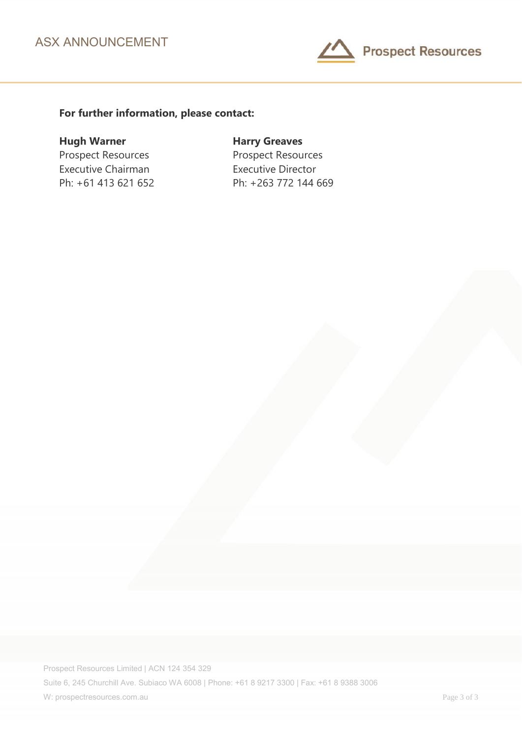**For further information, please contact:**

**Hugh Warner**
Prospect Resources
Executive Chairman
Ph: +61 413 621 652

**Harry Greaves**
Prospect Resources
Executive Director
Ph: +263 772 144 669